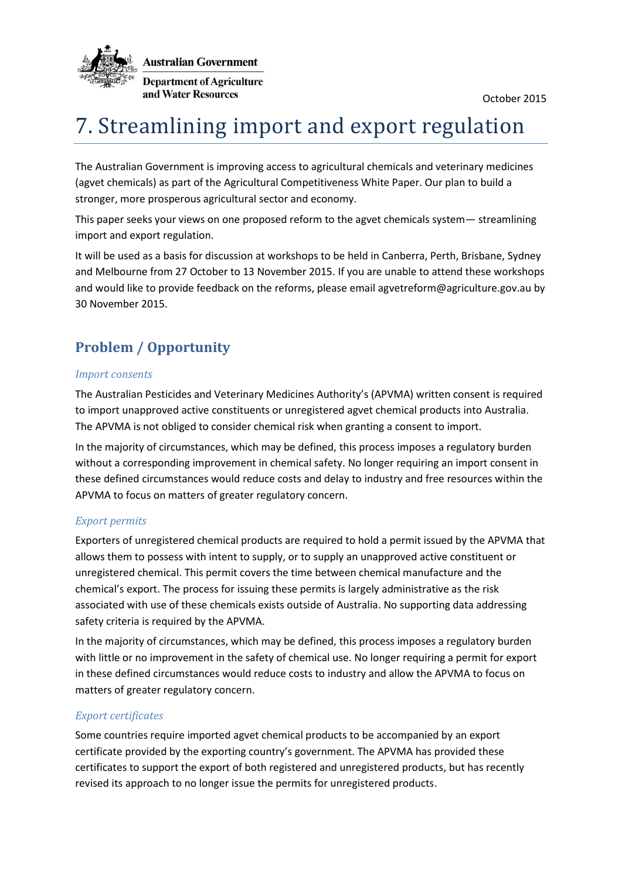Australian Government

Department of Agriculture and Water Resources

October 2015

# 7. Streamlining import and export regulation

The Australian Government is improving access to agricultural chemicals and veterinary medicines (agvet chemicals) as part of the Agricultural Competitiveness White Paper. Our plan to build a stronger, more prosperous agricultural sector and economy.

This paper seeks your views on one proposed reform to the agvet chemicals system— streamlining import and export regulation.

It will be used as a basis for discussion at workshops to be held in Canberra, Perth, Brisbane, Sydney and Melbourne from 27 October to 13 November 2015. If you are unable to attend these workshops and would like to provide feedback on the reforms, please email agvetreform@agriculture.gov.au by 30 November 2015.

## Problem / Opportunity

### *Import consents*

The Australian Pesticides and Veterinary Medicines Authority's (APVMA) written consent is required to import unapproved active constituents or unregistered agvet chemical products into Australia. The APVMA is not obliged to consider chemical risk when granting a consent to import.

In the majority of circumstances, which may be defined, this process imposes a regulatory burden without a corresponding improvement in chemical safety. No longer requiring an import consent in these defined circumstances would reduce costs and delay to industry and free resources within the APVMA to focus on matters of greater regulatory concern.

### *Export permits*

Exporters of unregistered chemical products are required to hold a permit issued by the APVMA that allows them to possess with intent to supply, or to supply an unapproved active constituent or unregistered chemical. This permit covers the time between chemical manufacture and the chemical's export. The process for issuing these permits is largely administrative as the risk associated with use of these chemicals exists outside of Australia. No supporting data addressing safety criteria is required by the APVMA.

In the majority of circumstances, which may be defined, this process imposes a regulatory burden with little or no improvement in the safety of chemical use. No longer requiring a permit for export in these defined circumstances would reduce costs to industry and allow the APVMA to focus on matters of greater regulatory concern.

### *Export certificates*

Some countries require imported agvet chemical products to be accompanied by an export certificate provided by the exporting country's government. The APVMA has provided these certificates to support the export of both registered and unregistered products, but has recently revised its approach to no longer issue the permits for unregistered products.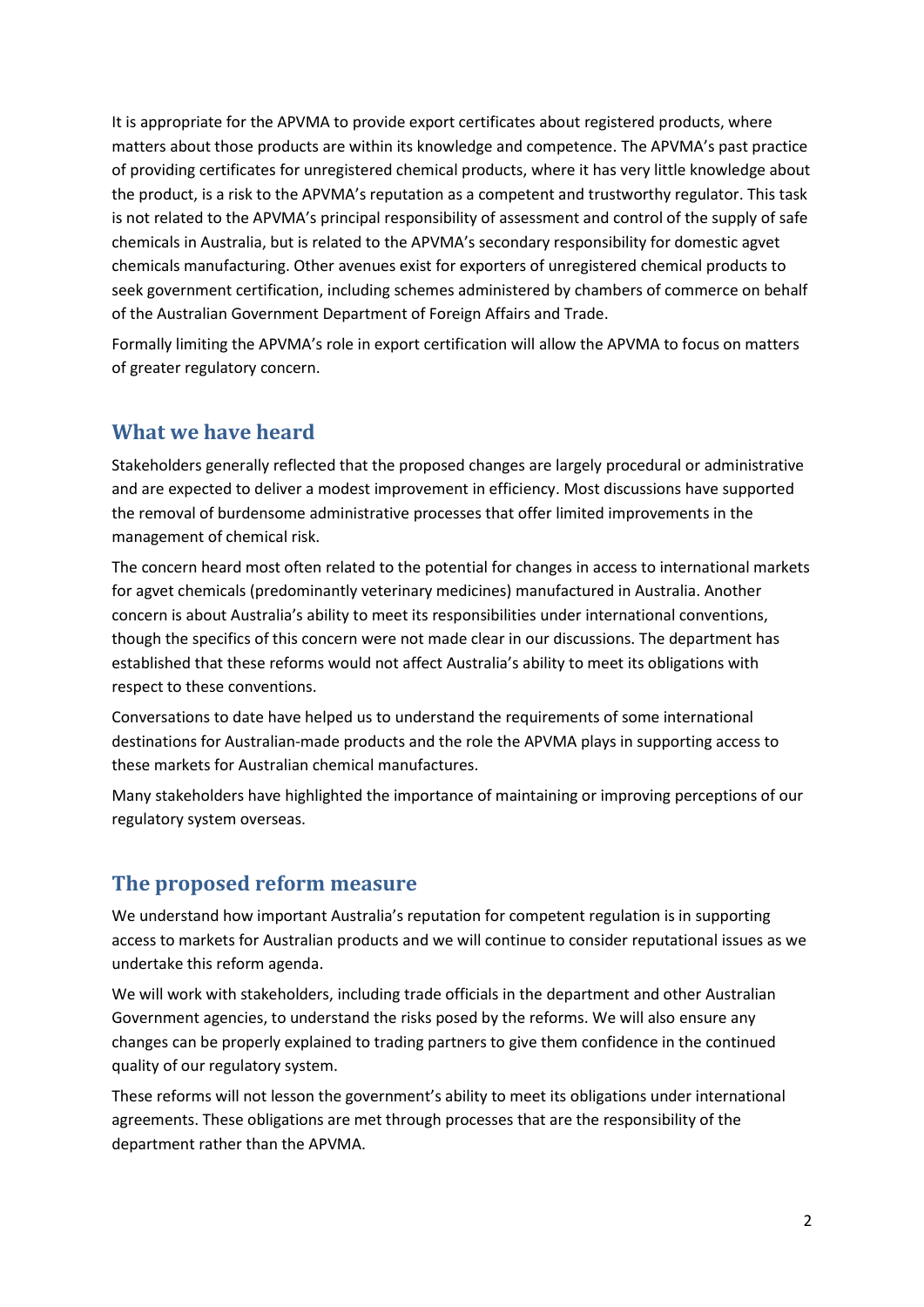It is appropriate for the APVMA to provide export certificates about registered products, where matters about those products are within its knowledge and competence. The APVMA's past practice of providing certificates for unregistered chemical products, where it has very little knowledge about the product, is a risk to the APVMA's reputation as a competent and trustworthy regulator. This task is not related to the APVMA's principal responsibility of assessment and control of the supply of safe chemicals in Australia, but is related to the APVMA's secondary responsibility for domestic agvet chemicals manufacturing. Other avenues exist for exporters of unregistered chemical products to seek government certification, including schemes administered by chambers of commerce on behalf of the Australian Government Department of Foreign Affairs and Trade.

Formally limiting the APVMA's role in export certification will allow the APVMA to focus on matters of greater regulatory concern.

## What we have heard

Stakeholders generally reflected that the proposed changes are largely procedural or administrative and are expected to deliver a modest improvement in efficiency. Most discussions have supported the removal of burdensome administrative processes that offer limited improvements in the management of chemical risk.

The concern heard most often related to the potential for changes in access to international markets for agvet chemicals (predominantly veterinary medicines) manufactured in Australia. Another concern is about Australia's ability to meet its responsibilities under international conventions, though the specifics of this concern were not made clear in our discussions. The department has established that these reforms would not affect Australia's ability to meet its obligations with respect to these conventions.

Conversations to date have helped us to understand the requirements of some international destinations for Australian-made products and the role the APVMA plays in supporting access to these markets for Australian chemical manufactures.

Many stakeholders have highlighted the importance of maintaining or improving perceptions of our regulatory system overseas.

## The proposed reform measure

We understand how important Australia's reputation for competent regulation is in supporting access to markets for Australian products and we will continue to consider reputational issues as we undertake this reform agenda.

We will work with stakeholders, including trade officials in the department and other Australian Government agencies, to understand the risks posed by the reforms. We will also ensure any changes can be properly explained to trading partners to give them confidence in the continued quality of our regulatory system.

These reforms will not lesson the government's ability to meet its obligations under international agreements. These obligations are met through processes that are the responsibility of the department rather than the APVMA.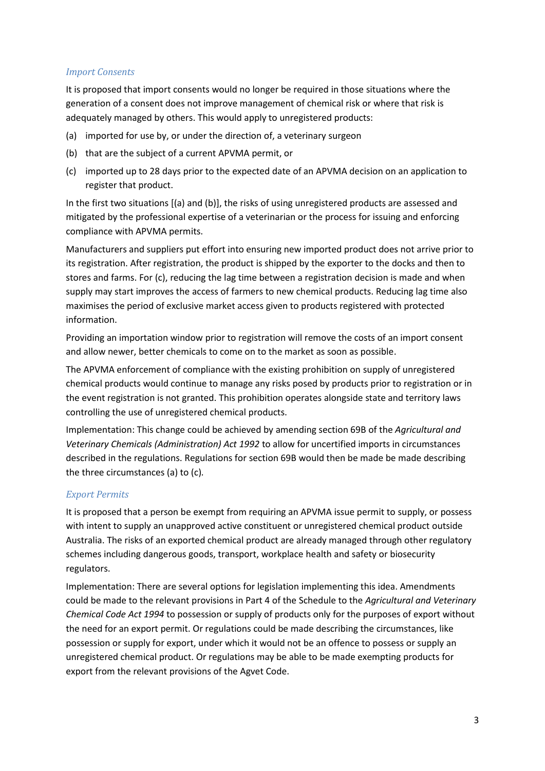### *Import Consents*

It is proposed that import consents would no longer be required in those situations where the generation of a consent does not improve management of chemical risk or where that risk is adequately managed by others. This would apply to unregistered products:

(a) imported for use by, or under the direction of, a veterinary surgeon

(b) that are the subject of a current APVMA permit, or

(c) imported up to 28 days prior to the expected date of an APVMA decision on an application to register that product.

In the first two situations [(a) and (b)], the risks of using unregistered products are assessed and mitigated by the professional expertise of a veterinarian or the process for issuing and enforcing compliance with APVMA permits.

Manufacturers and suppliers put effort into ensuring new imported product does not arrive prior to its registration. After registration, the product is shipped by the exporter to the docks and then to stores and farms. For (c), reducing the lag time between a registration decision is made and when supply may start improves the access of farmers to new chemical products. Reducing lag time also maximises the period of exclusive market access given to products registered with protected information.

Providing an importation window prior to registration will remove the costs of an import consent and allow newer, better chemicals to come on to the market as soon as possible.

The APVMA enforcement of compliance with the existing prohibition on supply of unregistered chemical products would continue to manage any risks posed by products prior to registration or in the event registration is not granted. This prohibition operates alongside state and territory laws controlling the use of unregistered chemical products.

Implementation: This change could be achieved by amending section 69B of the *Agricultural and Veterinary Chemicals (Administration) Act 1992* to allow for uncertified imports in circumstances described in the regulations. Regulations for section 69B would then be made be made describing the three circumstances (a) to (c).

### *Export Permits*

It is proposed that a person be exempt from requiring an APVMA issue permit to supply, or possess with intent to supply an unapproved active constituent or unregistered chemical product outside Australia. The risks of an exported chemical product are already managed through other regulatory schemes including dangerous goods, transport, workplace health and safety or biosecurity regulators.

Implementation: There are several options for legislation implementing this idea. Amendments could be made to the relevant provisions in Part 4 of the Schedule to the *Agricultural and Veterinary Chemical Code Act 1994* to possession or supply of products only for the purposes of export without the need for an export permit. Or regulations could be made describing the circumstances, like possession or supply for export, under which it would not be an offence to possess or supply an unregistered chemical product. Or regulations may be able to be made exempting products for export from the relevant provisions of the Agvet Code.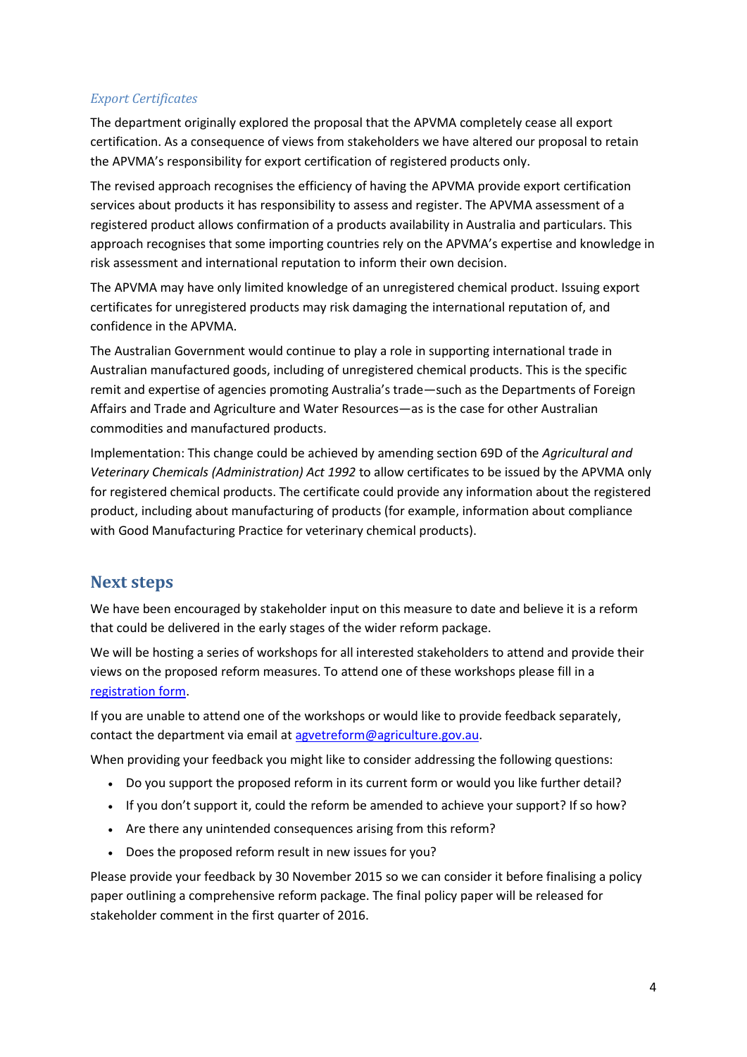### *Export Certificates*

The department originally explored the proposal that the APVMA completely cease all export certification. As a consequence of views from stakeholders we have altered our proposal to retain the APVMA's responsibility for export certification of registered products only.

The revised approach recognises the efficiency of having the APVMA provide export certification services about products it has responsibility to assess and register. The APVMA assessment of a registered product allows confirmation of a products availability in Australia and particulars. This approach recognises that some importing countries rely on the APVMA's expertise and knowledge in risk assessment and international reputation to inform their own decision.

The APVMA may have only limited knowledge of an unregistered chemical product. Issuing export certificates for unregistered products may risk damaging the international reputation of, and confidence in the APVMA.

The Australian Government would continue to play a role in supporting international trade in Australian manufactured goods, including of unregistered chemical products. This is the specific remit and expertise of agencies promoting Australia's trade—such as the Departments of Foreign Affairs and Trade and Agriculture and Water Resources—as is the case for other Australian commodities and manufactured products.

Implementation: This change could be achieved by amending section 69D of the *Agricultural and Veterinary Chemicals (Administration) Act 1992* to allow certificates to be issued by the APVMA only for registered chemical products. The certificate could provide any information about the registered product, including about manufacturing of products (for example, information about compliance with Good Manufacturing Practice for veterinary chemical products).

## Next steps

We have been encouraged by stakeholder input on this measure to date and believe it is a reform that could be delivered in the early stages of the wider reform package.

We will be hosting a series of workshops for all interested stakeholders to attend and provide their views on the proposed reform measures. To attend one of these workshops please fill in a registration form.

If you are unable to attend one of the workshops or would like to provide feedback separately, contact the department via email at agvetreform@agriculture.gov.au.

When providing your feedback you might like to consider addressing the following questions:

- Do you support the proposed reform in its current form or would you like further detail?
- If you don't support it, could the reform be amended to achieve your support? If so how?
- Are there any unintended consequences arising from this reform?
- Does the proposed reform result in new issues for you?

Please provide your feedback by 30 November 2015 so we can consider it before finalising a policy paper outlining a comprehensive reform package. The final policy paper will be released for stakeholder comment in the first quarter of 2016.